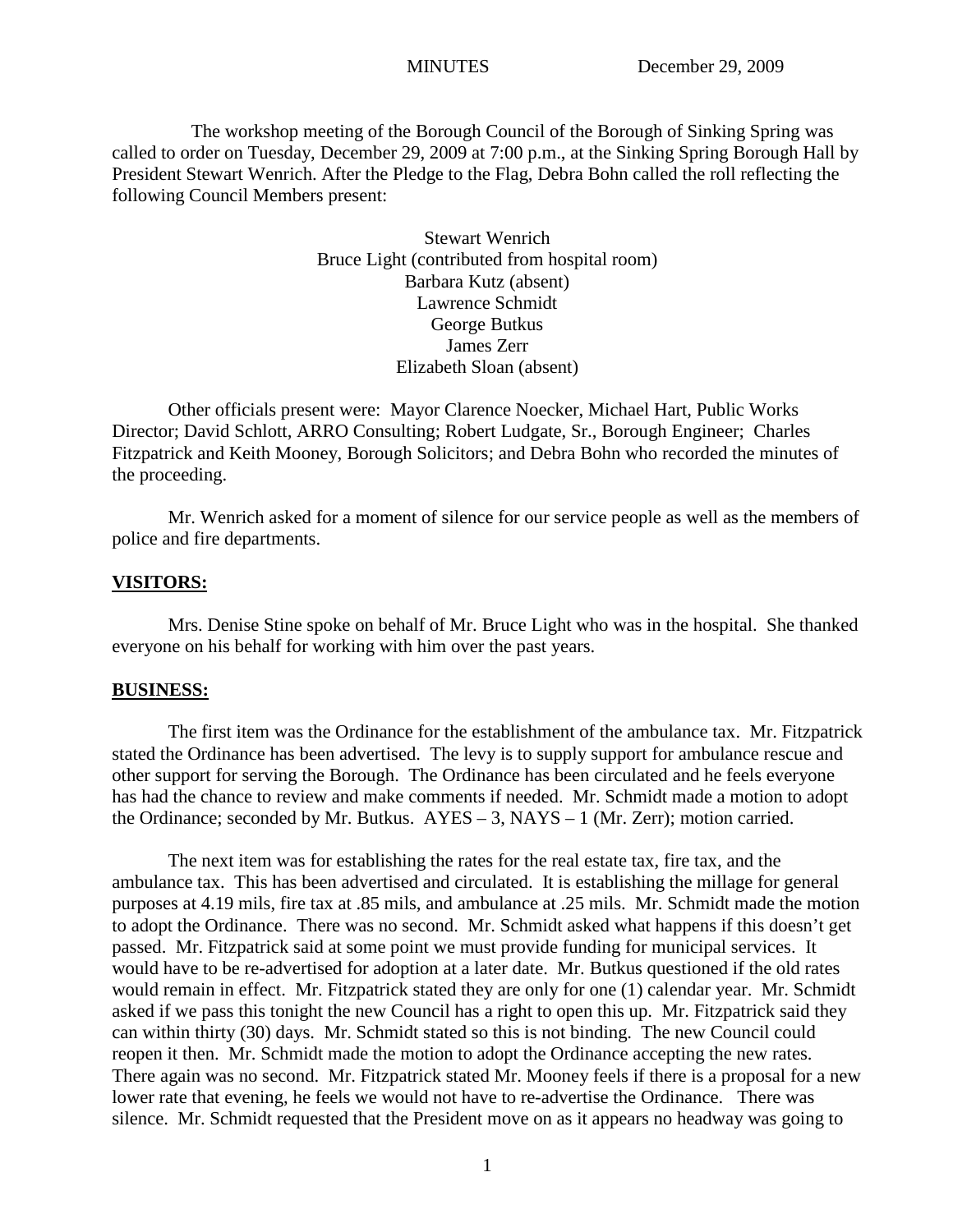MINUTES December 29, 2009

The workshop meeting of the Borough Council of the Borough of Sinking Spring was called to order on Tuesday, December 29, 2009 at 7:00 p.m., at the Sinking Spring Borough Hall by President Stewart Wenrich. After the Pledge to the Flag, Debra Bohn called the roll reflecting the following Council Members present:

Stewart Wenrich
Bruce Light (contributed from hospital room)
Barbara Kutz (absent)
Lawrence Schmidt
George Butkus
James Zerr
Elizabeth Sloan (absent)

Other officials present were: Mayor Clarence Noecker, Michael Hart, Public Works Director; David Schlott, ARRO Consulting; Robert Ludgate, Sr., Borough Engineer; Charles Fitzpatrick and Keith Mooney, Borough Solicitors; and Debra Bohn who recorded the minutes of the proceeding.

Mr. Wenrich asked for a moment of silence for our service people as well as the members of police and fire departments.

**VISITORS:**

Mrs. Denise Stine spoke on behalf of Mr. Bruce Light who was in the hospital. She thanked everyone on his behalf for working with him over the past years.

**BUSINESS:**

The first item was the Ordinance for the establishment of the ambulance tax. Mr. Fitzpatrick stated the Ordinance has been advertised. The levy is to supply support for ambulance rescue and other support for serving the Borough. The Ordinance has been circulated and he feels everyone has had the chance to review and make comments if needed. Mr. Schmidt made a motion to adopt the Ordinance; seconded by Mr. Butkus. AYES – 3, NAYS – 1 (Mr. Zerr); motion carried.

The next item was for establishing the rates for the real estate tax, fire tax, and the ambulance tax. This has been advertised and circulated. It is establishing the millage for general purposes at 4.19 mils, fire tax at .85 mils, and ambulance at .25 mils. Mr. Schmidt made the motion to adopt the Ordinance. There was no second. Mr. Schmidt asked what happens if this doesn't get passed. Mr. Fitzpatrick said at some point we must provide funding for municipal services. It would have to be re-advertised for adoption at a later date. Mr. Butkus questioned if the old rates would remain in effect. Mr. Fitzpatrick stated they are only for one (1) calendar year. Mr. Schmidt asked if we pass this tonight the new Council has a right to open this up. Mr. Fitzpatrick said they can within thirty (30) days. Mr. Schmidt stated so this is not binding. The new Council could reopen it then. Mr. Schmidt made the motion to adopt the Ordinance accepting the new rates. There again was no second. Mr. Fitzpatrick stated Mr. Mooney feels if there is a proposal for a new lower rate that evening, he feels we would not have to re-advertise the Ordinance. There was silence. Mr. Schmidt requested that the President move on as it appears no headway was going to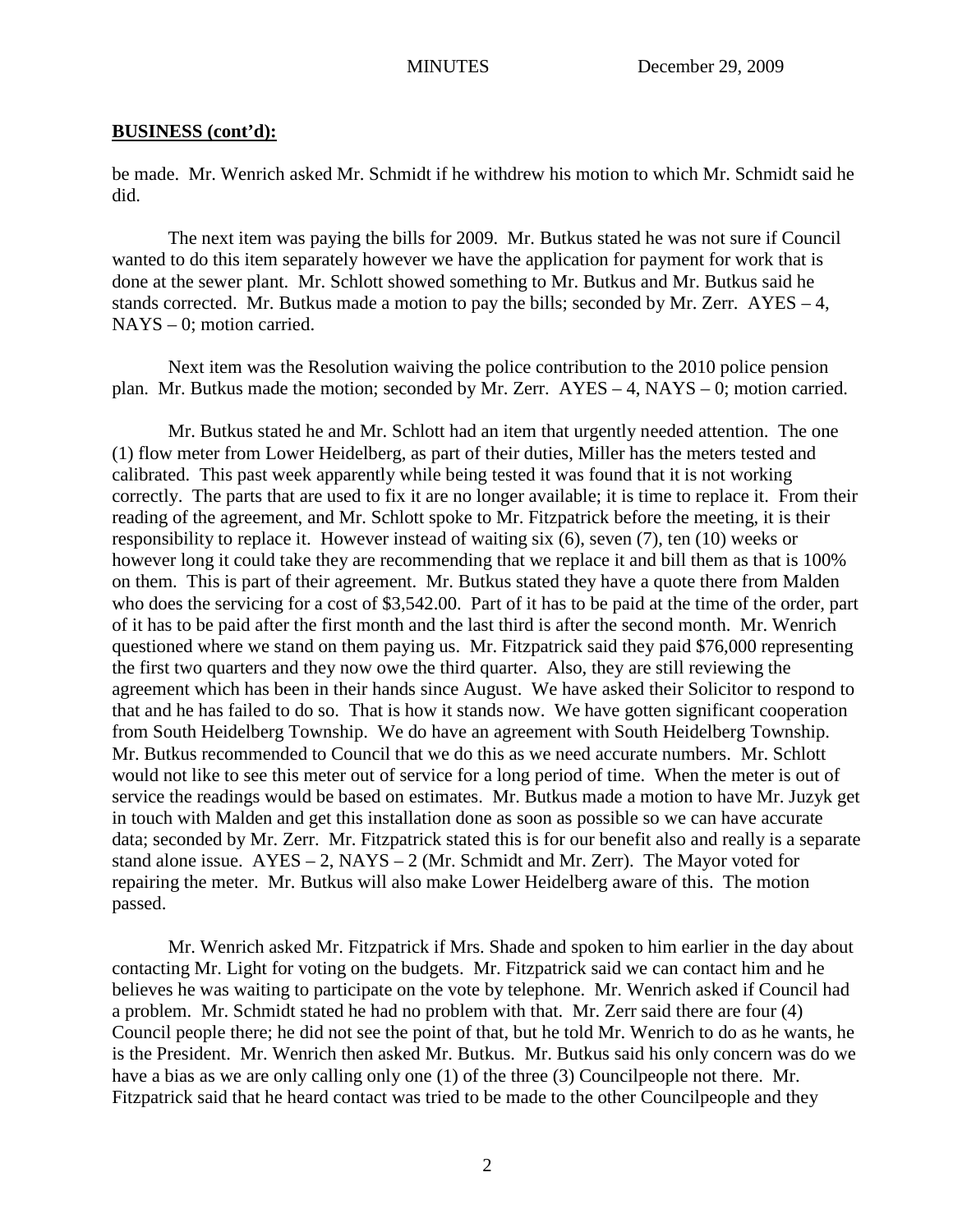**BUSINESS (cont'd):**

be made. Mr. Wenrich asked Mr. Schmidt if he withdrew his motion to which Mr. Schmidt said he did.

The next item was paying the bills for 2009. Mr. Butkus stated he was not sure if Council wanted to do this item separately however we have the application for payment for work that is done at the sewer plant. Mr. Schlott showed something to Mr. Butkus and Mr. Butkus said he stands corrected. Mr. Butkus made a motion to pay the bills; seconded by Mr. Zerr. AYES – 4, NAYS – 0; motion carried.

Next item was the Resolution waiving the police contribution to the 2010 police pension plan. Mr. Butkus made the motion; seconded by Mr. Zerr. AYES – 4, NAYS – 0; motion carried.

Mr. Butkus stated he and Mr. Schlott had an item that urgently needed attention. The one (1) flow meter from Lower Heidelberg, as part of their duties, Miller has the meters tested and calibrated. This past week apparently while being tested it was found that it is not working correctly. The parts that are used to fix it are no longer available; it is time to replace it. From their reading of the agreement, and Mr. Schlott spoke to Mr. Fitzpatrick before the meeting, it is their responsibility to replace it. However instead of waiting six (6), seven (7), ten (10) weeks or however long it could take they are recommending that we replace it and bill them as that is 100% on them. This is part of their agreement. Mr. Butkus stated they have a quote there from Malden who does the servicing for a cost of $3,542.00. Part of it has to be paid at the time of the order, part of it has to be paid after the first month and the last third is after the second month. Mr. Wenrich questioned where we stand on them paying us. Mr. Fitzpatrick said they paid $76,000 representing the first two quarters and they now owe the third quarter. Also, they are still reviewing the agreement which has been in their hands since August. We have asked their Solicitor to respond to that and he has failed to do so. That is how it stands now. We have gotten significant cooperation from South Heidelberg Township. We do have an agreement with South Heidelberg Township. Mr. Butkus recommended to Council that we do this as we need accurate numbers. Mr. Schlott would not like to see this meter out of service for a long period of time. When the meter is out of service the readings would be based on estimates. Mr. Butkus made a motion to have Mr. Juzyk get in touch with Malden and get this installation done as soon as possible so we can have accurate data; seconded by Mr. Zerr. Mr. Fitzpatrick stated this is for our benefit also and really is a separate stand alone issue. AYES – 2, NAYS – 2 (Mr. Schmidt and Mr. Zerr). The Mayor voted for repairing the meter. Mr. Butkus will also make Lower Heidelberg aware of this. The motion passed.

Mr. Wenrich asked Mr. Fitzpatrick if Mrs. Shade and spoken to him earlier in the day about contacting Mr. Light for voting on the budgets. Mr. Fitzpatrick said we can contact him and he believes he was waiting to participate on the vote by telephone. Mr. Wenrich asked if Council had a problem. Mr. Schmidt stated he had no problem with that. Mr. Zerr said there are four (4) Council people there; he did not see the point of that, but he told Mr. Wenrich to do as he wants, he is the President. Mr. Wenrich then asked Mr. Butkus. Mr. Butkus said his only concern was do we have a bias as we are only calling only one (1) of the three (3) Councilpeople not there. Mr. Fitzpatrick said that he heard contact was tried to be made to the other Councilpeople and they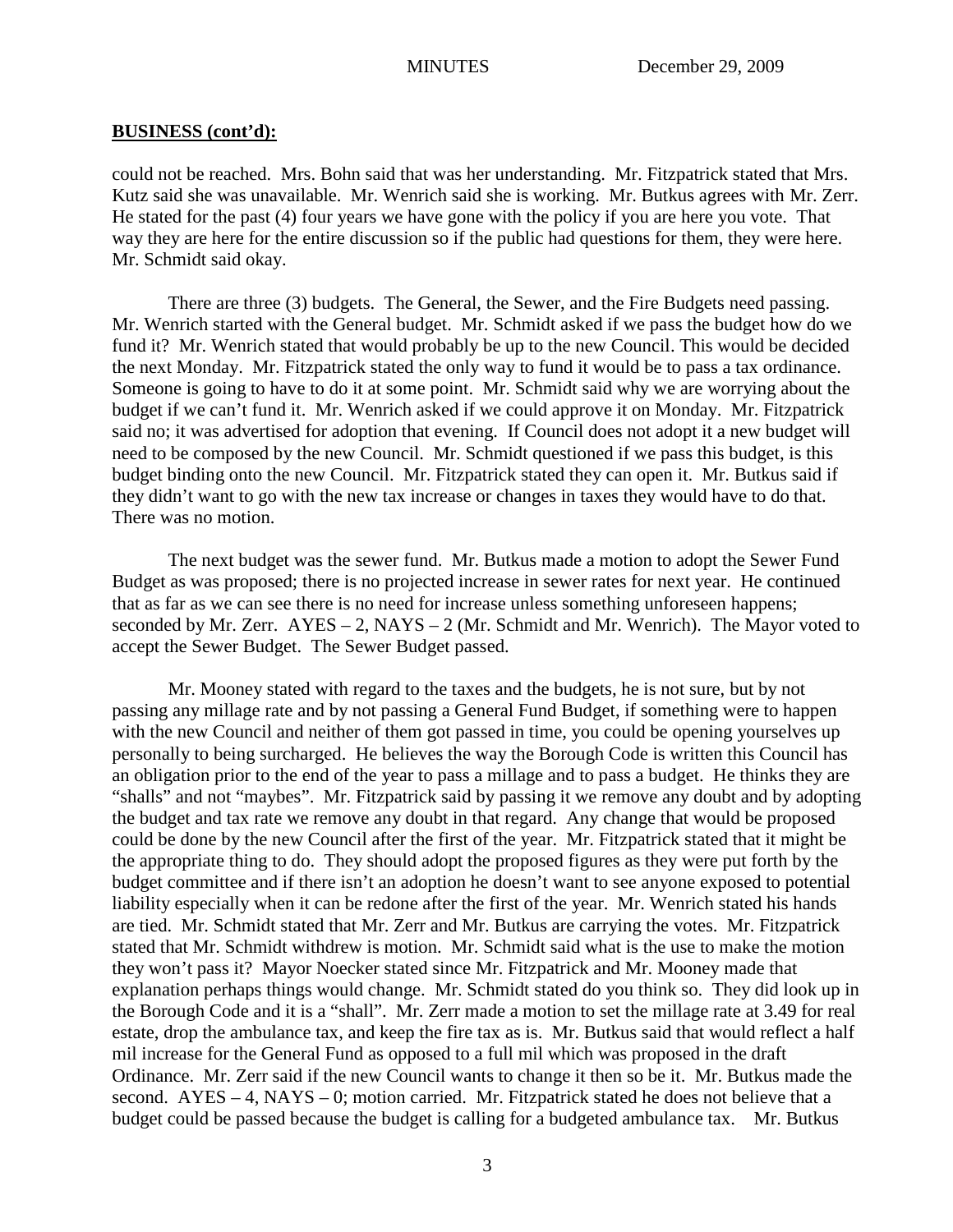**BUSINESS (cont'd):**

could not be reached. Mrs. Bohn said that was her understanding. Mr. Fitzpatrick stated that Mrs. Kutz said she was unavailable. Mr. Wenrich said she is working. Mr. Butkus agrees with Mr. Zerr. He stated for the past (4) four years we have gone with the policy if you are here you vote. That way they are here for the entire discussion so if the public had questions for them, they were here. Mr. Schmidt said okay.

There are three (3) budgets. The General, the Sewer, and the Fire Budgets need passing. Mr. Wenrich started with the General budget. Mr. Schmidt asked if we pass the budget how do we fund it? Mr. Wenrich stated that would probably be up to the new Council. This would be decided the next Monday. Mr. Fitzpatrick stated the only way to fund it would be to pass a tax ordinance. Someone is going to have to do it at some point. Mr. Schmidt said why we are worrying about the budget if we can't fund it. Mr. Wenrich asked if we could approve it on Monday. Mr. Fitzpatrick said no; it was advertised for adoption that evening. If Council does not adopt it a new budget will need to be composed by the new Council. Mr. Schmidt questioned if we pass this budget, is this budget binding onto the new Council. Mr. Fitzpatrick stated they can open it. Mr. Butkus said if they didn't want to go with the new tax increase or changes in taxes they would have to do that. There was no motion.

The next budget was the sewer fund. Mr. Butkus made a motion to adopt the Sewer Fund Budget as was proposed; there is no projected increase in sewer rates for next year. He continued that as far as we can see there is no need for increase unless something unforeseen happens; seconded by Mr. Zerr. AYES – 2, NAYS – 2 (Mr. Schmidt and Mr. Wenrich). The Mayor voted to accept the Sewer Budget. The Sewer Budget passed.

Mr. Mooney stated with regard to the taxes and the budgets, he is not sure, but by not passing any millage rate and by not passing a General Fund Budget, if something were to happen with the new Council and neither of them got passed in time, you could be opening yourselves up personally to being surcharged. He believes the way the Borough Code is written this Council has an obligation prior to the end of the year to pass a millage and to pass a budget. He thinks they are "shalls" and not "maybes". Mr. Fitzpatrick said by passing it we remove any doubt and by adopting the budget and tax rate we remove any doubt in that regard. Any change that would be proposed could be done by the new Council after the first of the year. Mr. Fitzpatrick stated that it might be the appropriate thing to do. They should adopt the proposed figures as they were put forth by the budget committee and if there isn't an adoption he doesn't want to see anyone exposed to potential liability especially when it can be redone after the first of the year. Mr. Wenrich stated his hands are tied. Mr. Schmidt stated that Mr. Zerr and Mr. Butkus are carrying the votes. Mr. Fitzpatrick stated that Mr. Schmidt withdrew is motion. Mr. Schmidt said what is the use to make the motion they won't pass it? Mayor Noecker stated since Mr. Fitzpatrick and Mr. Mooney made that explanation perhaps things would change. Mr. Schmidt stated do you think so. They did look up in the Borough Code and it is a "shall". Mr. Zerr made a motion to set the millage rate at 3.49 for real estate, drop the ambulance tax, and keep the fire tax as is. Mr. Butkus said that would reflect a half mil increase for the General Fund as opposed to a full mil which was proposed in the draft Ordinance. Mr. Zerr said if the new Council wants to change it then so be it. Mr. Butkus made the second. AYES – 4, NAYS – 0; motion carried. Mr. Fitzpatrick stated he does not believe that a budget could be passed because the budget is calling for a budgeted ambulance tax. Mr. Butkus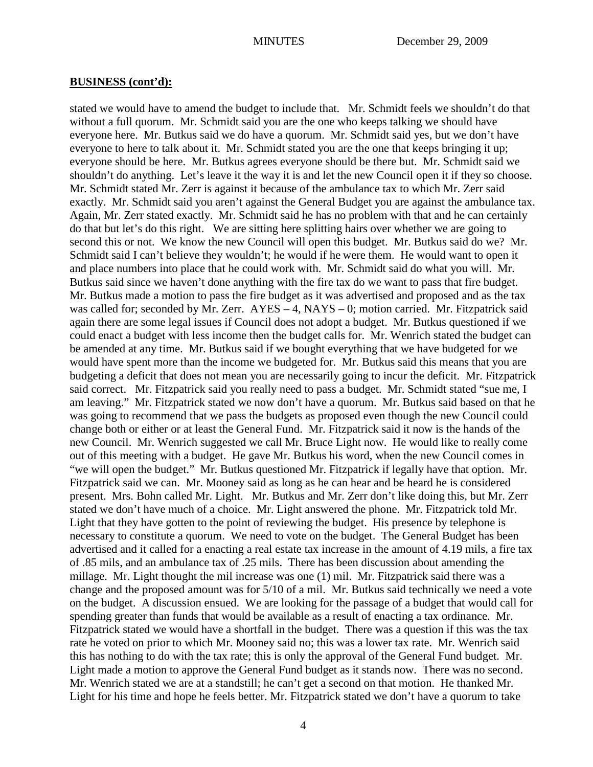**BUSINESS (cont'd):**

stated we would have to amend the budget to include that. Mr. Schmidt feels we shouldn't do that without a full quorum. Mr. Schmidt said you are the one who keeps talking we should have everyone here. Mr. Butkus said we do have a quorum. Mr. Schmidt said yes, but we don't have everyone to here to talk about it. Mr. Schmidt stated you are the one that keeps bringing it up; everyone should be here. Mr. Butkus agrees everyone should be there but. Mr. Schmidt said we shouldn't do anything. Let's leave it the way it is and let the new Council open it if they so choose. Mr. Schmidt stated Mr. Zerr is against it because of the ambulance tax to which Mr. Zerr said exactly. Mr. Schmidt said you aren't against the General Budget you are against the ambulance tax. Again, Mr. Zerr stated exactly. Mr. Schmidt said he has no problem with that and he can certainly do that but let's do this right. We are sitting here splitting hairs over whether we are going to second this or not. We know the new Council will open this budget. Mr. Butkus said do we? Mr. Schmidt said I can't believe they wouldn't; he would if he were them. He would want to open it and place numbers into place that he could work with. Mr. Schmidt said do what you will. Mr. Butkus said since we haven't done anything with the fire tax do we want to pass that fire budget. Mr. Butkus made a motion to pass the fire budget as it was advertised and proposed and as the tax was called for; seconded by Mr. Zerr. AYES – 4, NAYS – 0; motion carried. Mr. Fitzpatrick said again there are some legal issues if Council does not adopt a budget. Mr. Butkus questioned if we could enact a budget with less income then the budget calls for. Mr. Wenrich stated the budget can be amended at any time. Mr. Butkus said if we bought everything that we have budgeted for we would have spent more than the income we budgeted for. Mr. Butkus said this means that you are budgeting a deficit that does not mean you are necessarily going to incur the deficit. Mr. Fitzpatrick said correct. Mr. Fitzpatrick said you really need to pass a budget. Mr. Schmidt stated "sue me, I am leaving." Mr. Fitzpatrick stated we now don't have a quorum. Mr. Butkus said based on that he was going to recommend that we pass the budgets as proposed even though the new Council could change both or either or at least the General Fund. Mr. Fitzpatrick said it now is the hands of the new Council. Mr. Wenrich suggested we call Mr. Bruce Light now. He would like to really come out of this meeting with a budget. He gave Mr. Butkus his word, when the new Council comes in "we will open the budget." Mr. Butkus questioned Mr. Fitzpatrick if legally have that option. Mr. Fitzpatrick said we can. Mr. Mooney said as long as he can hear and be heard he is considered present. Mrs. Bohn called Mr. Light. Mr. Butkus and Mr. Zerr don't like doing this, but Mr. Zerr stated we don't have much of a choice. Mr. Light answered the phone. Mr. Fitzpatrick told Mr. Light that they have gotten to the point of reviewing the budget. His presence by telephone is necessary to constitute a quorum. We need to vote on the budget. The General Budget has been advertised and it called for a enacting a real estate tax increase in the amount of 4.19 mils, a fire tax of .85 mils, and an ambulance tax of .25 mils. There has been discussion about amending the millage. Mr. Light thought the mil increase was one (1) mil. Mr. Fitzpatrick said there was a change and the proposed amount was for 5/10 of a mil. Mr. Butkus said technically we need a vote on the budget. A discussion ensued. We are looking for the passage of a budget that would call for spending greater than funds that would be available as a result of enacting a tax ordinance. Mr. Fitzpatrick stated we would have a shortfall in the budget. There was a question if this was the tax rate he voted on prior to which Mr. Mooney said no; this was a lower tax rate. Mr. Wenrich said this has nothing to do with the tax rate; this is only the approval of the General Fund budget. Mr. Light made a motion to approve the General Fund budget as it stands now. There was no second. Mr. Wenrich stated we are at a standstill; he can't get a second on that motion. He thanked Mr. Light for his time and hope he feels better. Mr. Fitzpatrick stated we don't have a quorum to take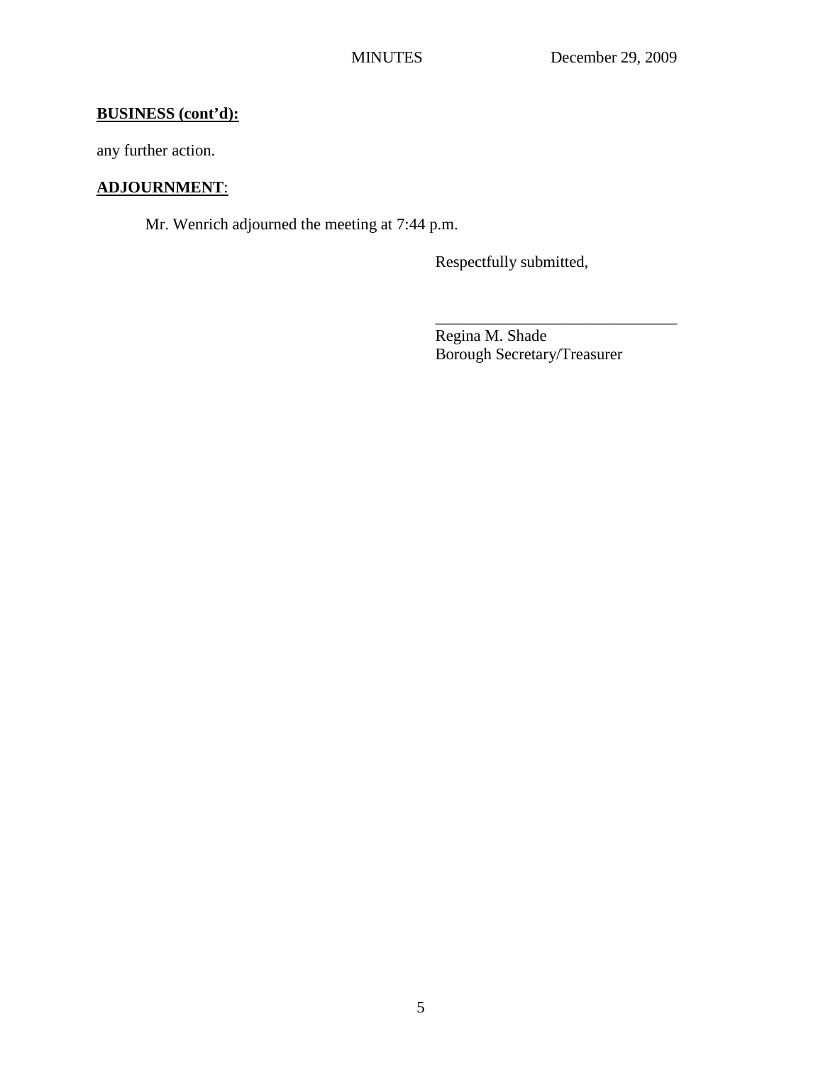**BUSINESS (cont'd):**

any further action.

**ADJOURNMENT**:

Mr. Wenrich adjourned the meeting at 7:44 p.m.

Respectfully submitted,

_______________________________

Regina M. Shade
Borough Secretary/Treasurer